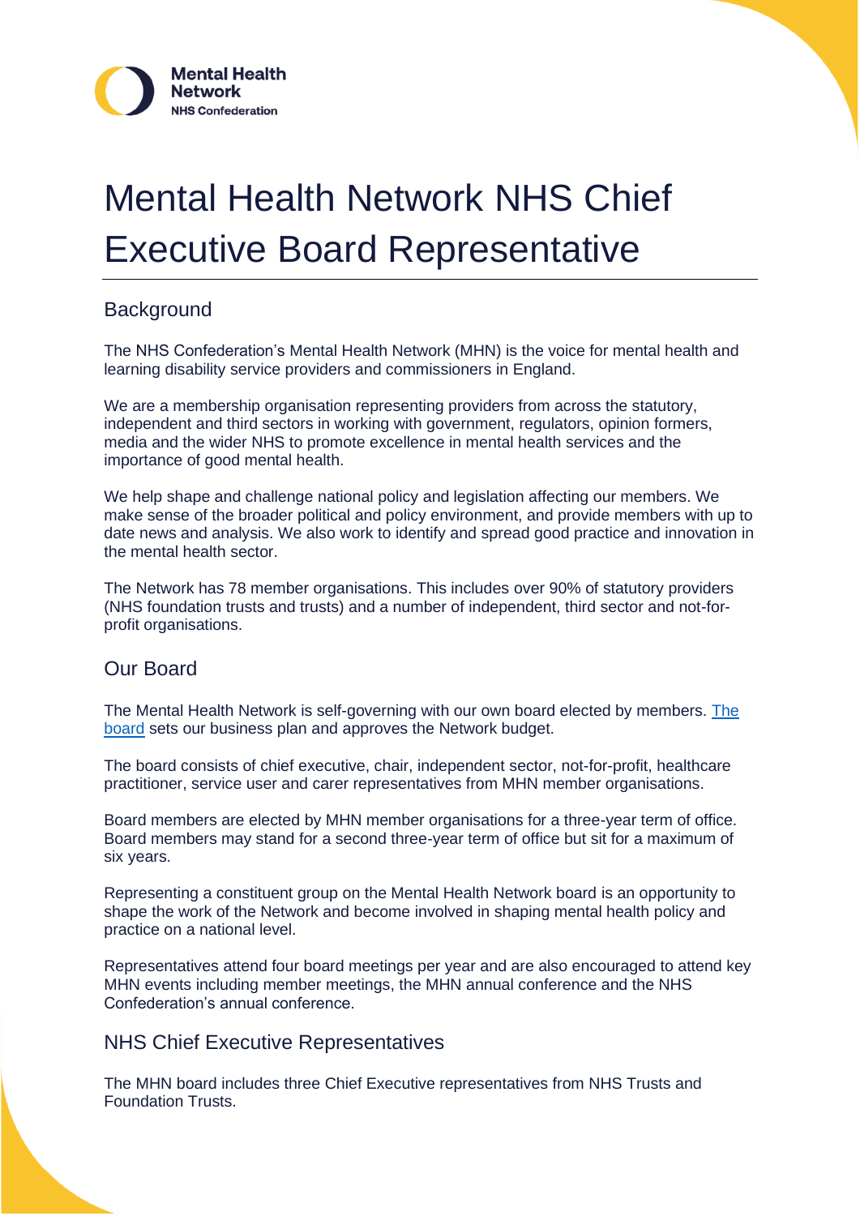# Mental Health Network NHS Chief Executive Board Representative

## Background

The NHS Confederation's Mental Health Network (MHN) is the voice for mental health and learning disability service providers and commissioners in England.

We are a membership organisation representing providers from across the statutory, independent and third sectors in working with government, regulators, opinion formers, media and the wider NHS to promote excellence in mental health services and the importance of good mental health.

We help shape and challenge national policy and legislation affecting our members. We make sense of the broader political and policy environment, and provide members with up to date news and analysis. We also work to identify and spread good practice and innovation in the mental health sector.

The Network has 78 member organisations. This includes over 90% of statutory providers (NHS foundation trusts and trusts) and a number of independent, third sector and not-for-profit organisations.

## Our Board

The Mental Health Network is self-governing with our own board elected by members. The board sets our business plan and approves the Network budget.

The board consists of chief executive, chair, independent sector, not-for-profit, healthcare practitioner, service user and carer representatives from MHN member organisations.

Board members are elected by MHN member organisations for a three-year term of office. Board members may stand for a second three-year term of office but sit for a maximum of six years.

Representing a constituent group on the Mental Health Network board is an opportunity to shape the work of the Network and become involved in shaping mental health policy and practice on a national level.

Representatives attend four board meetings per year and are also encouraged to attend key MHN events including member meetings, the MHN annual conference and the NHS Confederation's annual conference.

## NHS Chief Executive Representatives

The MHN board includes three Chief Executive representatives from NHS Trusts and Foundation Trusts.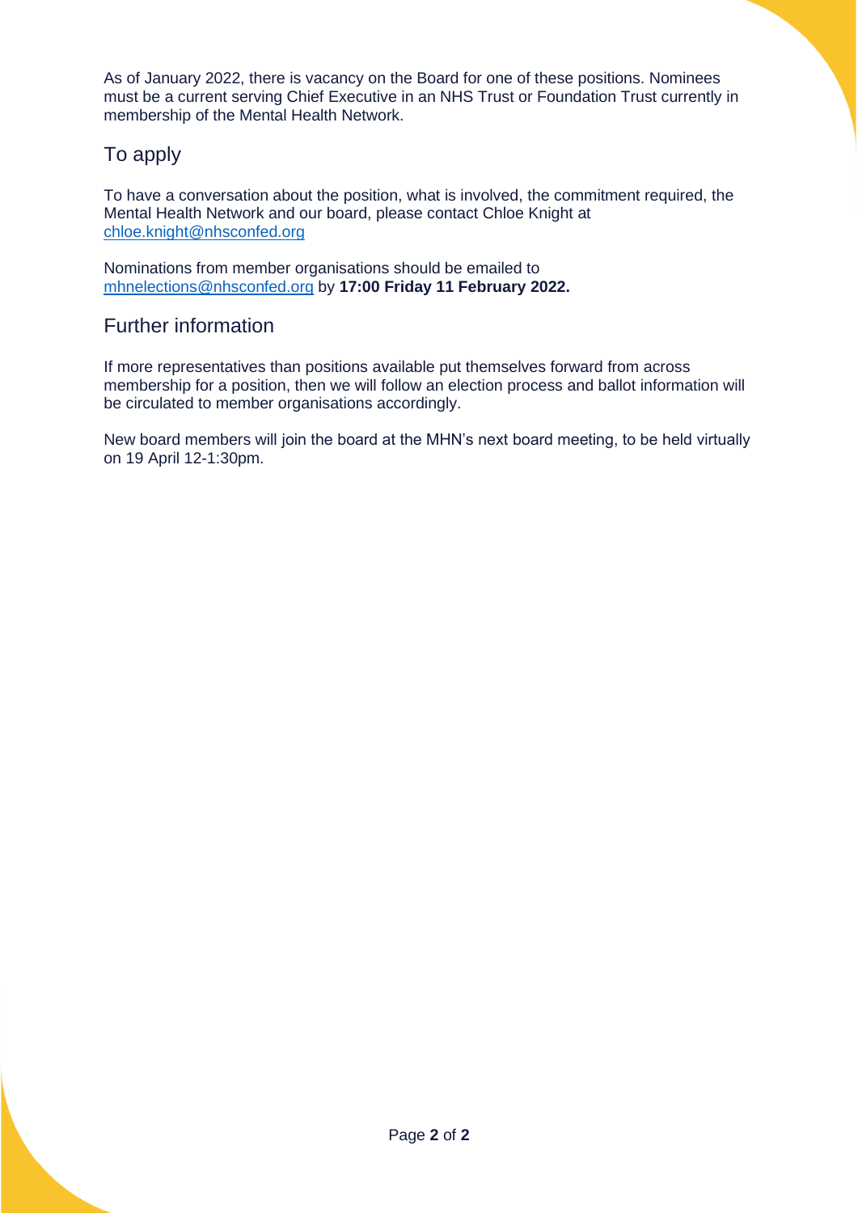As of January 2022, there is vacancy on the Board for one of these positions. Nominees must be a current serving Chief Executive in an NHS Trust or Foundation Trust currently in membership of the Mental Health Network.

## To apply

To have a conversation about the position, what is involved, the commitment required, the Mental Health Network and our board, please contact Chloe Knight at chloe.knight@nhsconfed.org

Nominations from member organisations should be emailed to mhnelections@nhsconfed.org by **17:00 Friday 11 February 2022.**

## Further information

If more representatives than positions available put themselves forward from across membership for a position, then we will follow an election process and ballot information will be circulated to member organisations accordingly.

New board members will join the board at the MHN's next board meeting, to be held virtually on 19 April 12-1:30pm.